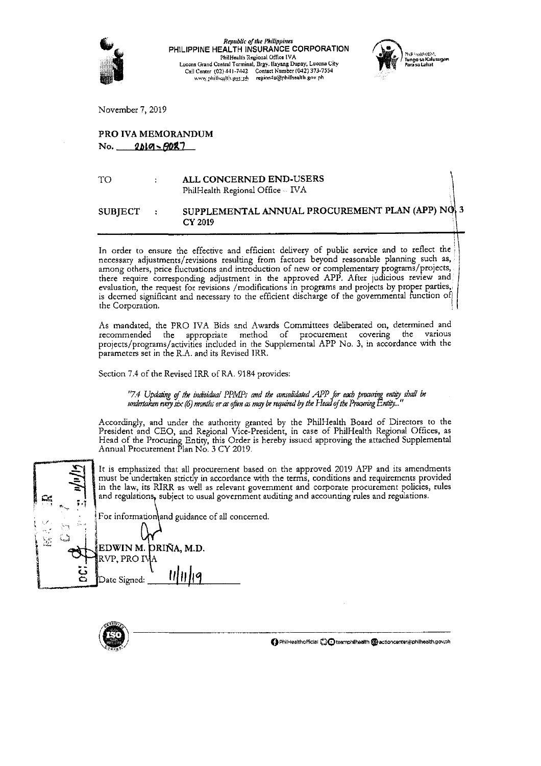*Republic of the Philippines*
**PHILIPPINE HEALTH INSURANCE CORPORATION**
PhilHealth Regional Office IVA
Lucena Grand Central Terminal, Brgy. Ilayang Dupay, Lucena City
Call Center (02) 441-7442 Contact Number (042) 373-7554
www.philhealth.gov.ph regionda@philhealth.gov.ph

November 7, 2019

**PRO IVA MEMORANDUM**
**No. 2019-0027**

| | | |
|---|---|---|
| TO | : | **ALL CONCERNED END-USERS** PhilHealth Regional Office - IVA |
| SUBJECT | : | **SUPPLEMENTAL ANNUAL PROCUREMENT PLAN (APP) NO. 3 CY 2019** |

In order to ensure the effective and efficient delivery of public service and to reflect the necessary adjustments/revisions resulting from factors beyond reasonable planning such as, among others, price fluctuations and introduction of new or complementary programs/projects, there require corresponding adjustment in the approved APP. After judicious review and evaluation, the request for revisions /modifications in programs and projects by proper parties, is deemed significant and necessary to the efficient discharge of the governmental function of the Corporation.

As mandated, the PRO IVA Bids and Awards Committees deliberated on, determined and recommended the appropriate method of procurement covering the various projects/programs/activities included in the Supplemental APP No. 3, in accordance with the parameters set in the R.A. and its Revised IRR.

Section 7.4 of the Revised IRR of RA. 9184 provides:

> *"7.4 Updating of the individual PPMPs and the consolidated APP for each procuring entity shall be undertaken every six (6) months or as often as may be required by the Head of the Procuring Entity..."*

Accordingly, and under the authority granted by the PhilHealth Board of Directors to the President and CEO, and Regional Vice-President, in case of PhilHealth Regional Offices, as Head of the Procuring Entity, this Order is hereby issued approving the attached Supplemental Annual Procurement Plan No. 3 CY 2019.

It is emphasized that all procurement based on the approved 2019 APP and its amendments must be undertaken strictly in accordance with the terms, conditions and requirements provided in the law, its RIRR as well as relevant government and corporate procurement policies, rules and regulations, subject to usual government auditing and accounting rules and regulations.

For information and guidance of all concerned.

**EDWIN M. ORIÑA, M.D.**
RVP, PRO IVA

Date Signed: 11/11/19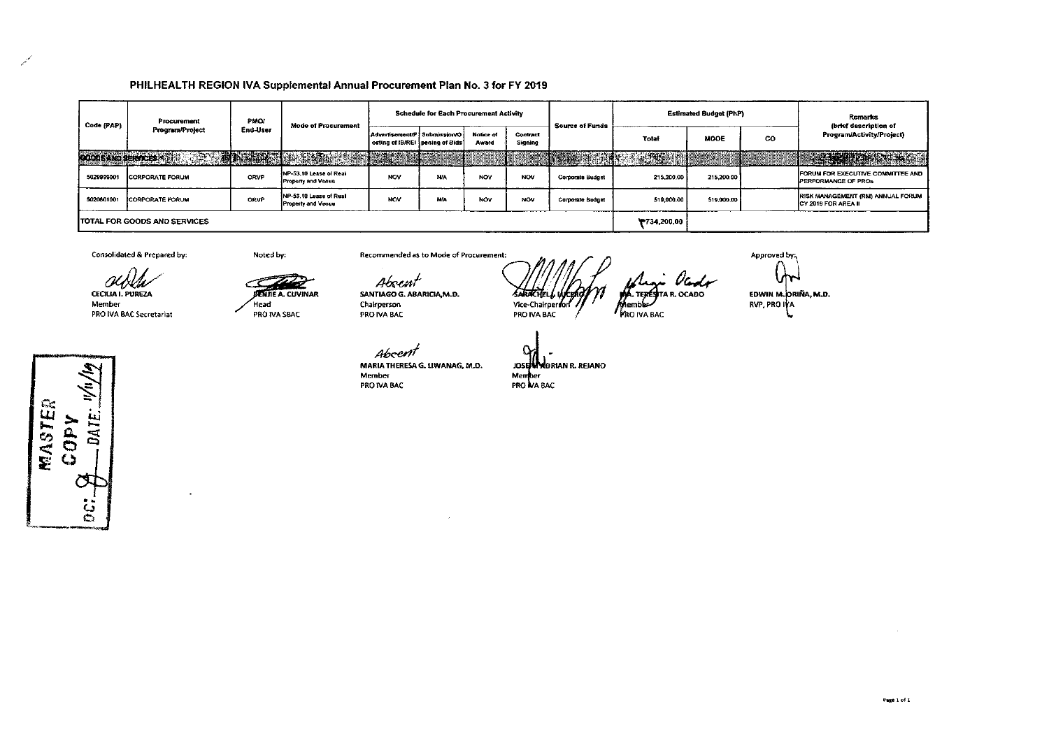# PHILHEALTH REGION IVA Supplemental Annual Procurement Plan No. 3 for FY 2019

| Code (PAP) | Procurement Program/Project | PMO/ End-User | Mode of Procurement | Schedule for Each Procurement Activity | | | | Source of Funds | Estimated Budget (PhP) | | | Remarks (brief description of Program/Activity/Project) |
|---|---|---|---|---|---|---|---|---|---|---|---|---|
| | | | | Advertisement/Posting of IB/REI | Submission/Opening of Bids | Notice of Award | Contract Signing | | Total | MOOE | CO | |
| **GOODS AND SERVICES** | | | | | | | | | | | | |
| 5029999001 | CORPORATE FORUM | ORVP | NP-53.10 Lease of Real Property and Venue | NOV | N/A | NOV | NOV | Corporate Budget | 215,200.00 | 215,200.00 | | FORUM FOR EXECUTIVE COMMITTEE AND PERFORMANCE OF PROs |
| 5020601001 | CORPORATE FORUM | ORVP | NP-53.10 Lease of Real Property and Venue | NOV | N/A | NOV | NOV | Corporate Budget | 519,000.00 | 519,000.00 | | RISK MANAGEMENT (RM) ANNUAL FORUM CY 2019 FOR AREA II |
| **TOTAL FOR GOODS AND SERVICES** | | | | | | | | | ₱734,200.00 | | | |

Consolidated & Prepared by:

CECILIA I. PUREZA
Member
PRO IVA BAC Secretariat

Noted by:

BENJIE A. CUVINAR
Head
PRO IVA SBAC

Recommended as to Mode of Procurement:

*Absent*
SANTIAGO G. ABARICIA, M.D.
Chairperson
PRO IVA BAC

SARAHCHELL LUCERO
Vice-Chairperson
PRO IVA BAC

MA. TERESITA R. OCADO
Member
PRO IVA BAC

*Absent*
MARIA THERESA G. LIWANAG, M.D.
Member
PRO IVA BAC

JOSEPH ADRIAN R. REJANO
Member
PRO IVA BAC

Approved by:

EDWIN M. ORIÑA, M.D.
RVP, PRO IVA

MASTER COPY
DC: ___ DATE: 11/11/19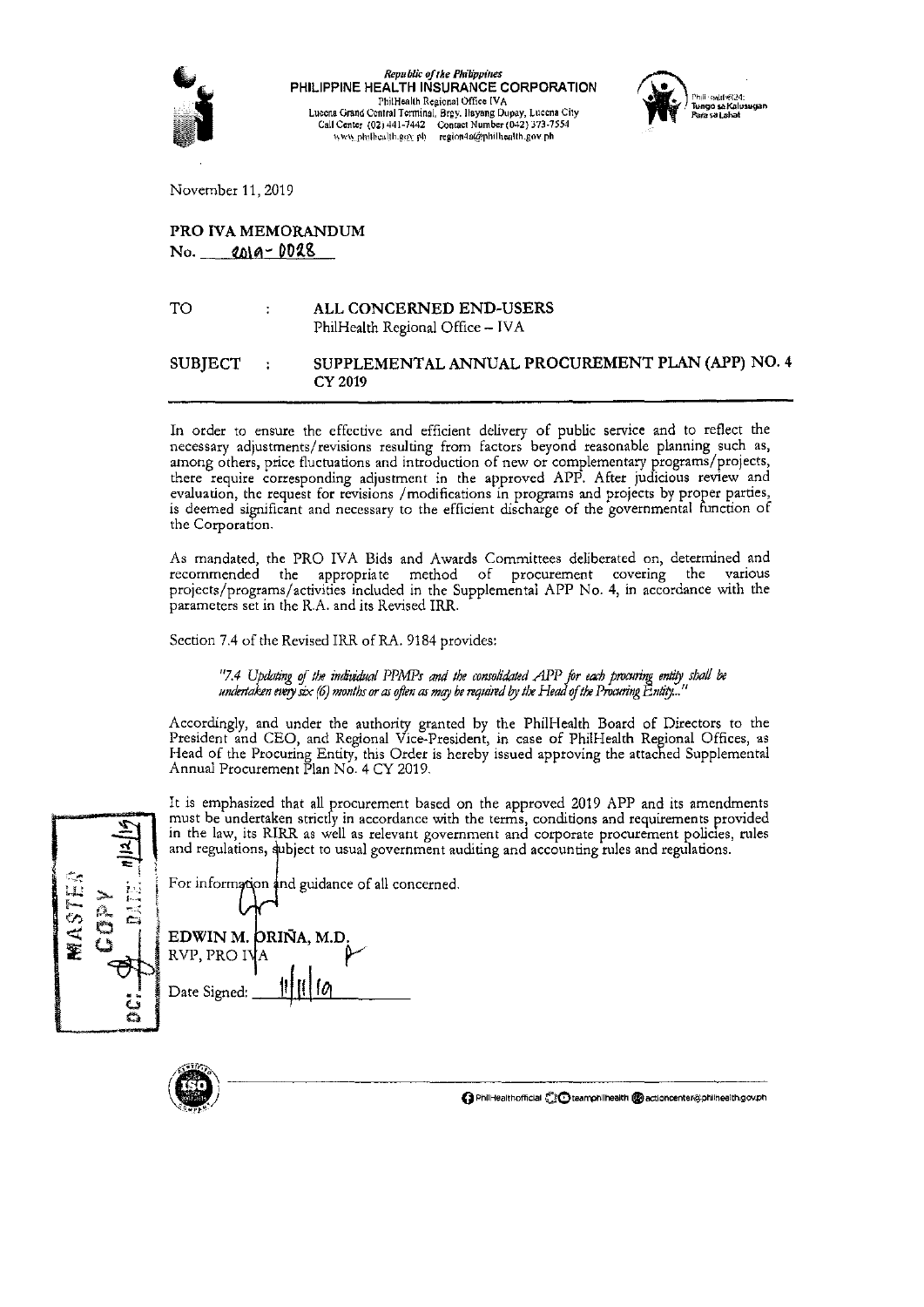*Republic of the Philippines*
**PHILIPPINE HEALTH INSURANCE CORPORATION**
PhilHealth Regional Office IVA
Lucena Grand Central Terminal, Brgy. Ilayang Dupay, Lucena City
Call Center (02) 441-7442 Contact Number (042) 373-7554
www.philhealth.gov.ph region4a@philhealth.gov.ph

November 11, 2019

**PRO IVA MEMORANDUM**
**No. 2019-0028**

| | | |
|---|---|---|
| TO | : | **ALL CONCERNED END-USERS** PhilHealth Regional Office – IVA |
| SUBJECT | : | **SUPPLEMENTAL ANNUAL PROCUREMENT PLAN (APP) NO. 4 CY 2019** |

In order to ensure the effective and efficient delivery of public service and to reflect the necessary adjustments/revisions resulting from factors beyond reasonable planning such as, among others, price fluctuations and introduction of new or complementary programs/projects, there require corresponding adjustment in the approved APP. After judicious review and evaluation, the request for revisions /modifications in programs and projects by proper parties, is deemed significant and necessary to the efficient discharge of the governmental function of the Corporation.

As mandated, the PRO IVA Bids and Awards Committees deliberated on, determined and recommended the appropriate method of procurement covering the various projects/programs/activities included in the Supplemental APP No. 4, in accordance with the parameters set in the R.A. and its Revised IRR.

Section 7.4 of the Revised IRR of RA. 9184 provides:

> *"7.4 Updating of the individual PPMPs and the consolidated APP for each procuring entity shall be undertaken every six (6) months or as often as may be required by the Head of the Procuring Entity..."*

Accordingly, and under the authority granted by the PhilHealth Board of Directors to the President and CEO, and Regional Vice-President, in case of PhilHealth Regional Offices, as Head of the Procuring Entity, this Order is hereby issued approving the attached Supplemental Annual Procurement Plan No. 4 CY 2019.

It is emphasized that all procurement based on the approved 2019 APP and its amendments must be undertaken strictly in accordance with the terms, conditions and requirements provided in the law, its RIRR as well as relevant government and corporate procurement policies, rules and regulations, subject to usual government auditing and accounting rules and regulations.

For information and guidance of all concerned.

**EDWIN M. ORIÑA, M.D.**
RVP, PRO IVA

Date Signed: 11/11/19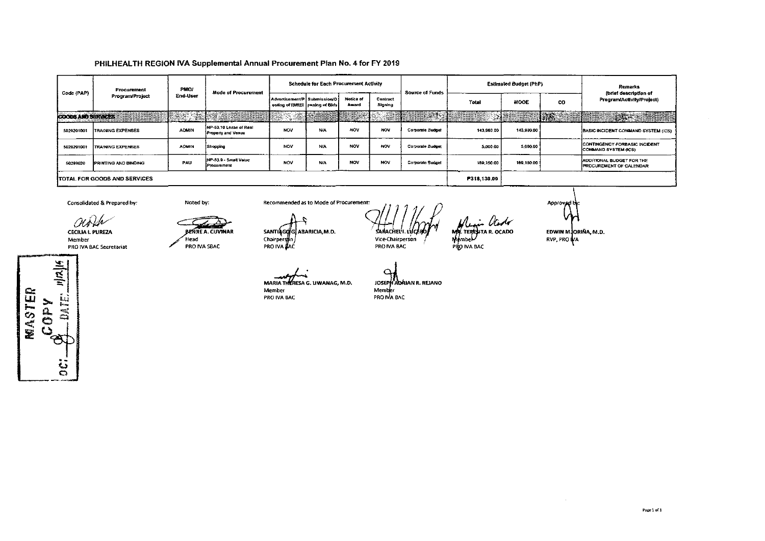## PHILHEALTH REGION IVA Supplemental Annual Procurement Plan No. 4 for FY 2019

| Code (PAP) | Procurement Program/Project | PMO/ End-User | Mode of Procurement | Schedule for Each Procurement Activity | | | | Source of Funds | Estimated Budget (PhP) | | | Remarks (brief description of Program/Activity/Project) |
|---|---|---|---|---|---|---|---|---|---|---|---|---|
| | | | | Advertisement/Posting of IB/REI | Submission/Opening of Bids | Notice of Award | Contract Signing | | Total | MOOE | CO | |
| **GOODS AND SERVICES** | | | | | | | | | | | | |
| 5020201001 | TRAINING EXPENSES | ADMIN | NP-53.10 Lease of Real Property and Venue | NOV | N/A | NOV | NOV | Corporate Budget | 143,980.00 | 143,980.00 | | BASIC INCIDENT COMMAND SYSTEM (ICS) |
| 5020201001 | TRAINING EXPENSES | ADMIN | Shopping | NOV | N/A | NOV | NOV | Corporate Budget | 5,000.00 | 5,000.00 | | CONTINGENCY FORBASIC INCIDENT COMMAND SYSTEM (ICS) |
| 50299020 | PRINTING AND BINDING | PAU | NP-53.9 - Small Value Procurement | NOV | N/A | NOV | NOV | Corporate Budget | 169,150.00 | 169,150.00 | | ADDITIONAL BUDGET FOR THE PROCUREMENT OF CALENDAR |
| **TOTAL FOR GOODS AND SERVICES** | | | | | | | | | **₱318,130.00** | | | |

Consolidated & Prepared by:

CECILIA I. PUREZA
Member
PRO IVA BAC Secretariat

Noted by:

BENJIE A. CUVINAR
Head
PRO IVA SBAC

Recommended as to Mode of Procurement:

SANTIAGO G. ABARICIA, M.D.
Chairperson
PRO IVA BAC

SARACHEL I. LUCERO
Vice-Chairperson
PRO IVA BAC

MA. TERESITA R. OCADO
Member
PRO IVA BAC

MARIA THERESA G. LIWANAG, M.D.
Member
PRO IVA BAC

JOSEPH ADRIAN R. REJANO
Member
PRO IVA BAC

Approved by:

EDWIN M. ORIÑA, M.D.
RVP, PRO IVA

MASTER COPY
DC: DATE: 11/12/19